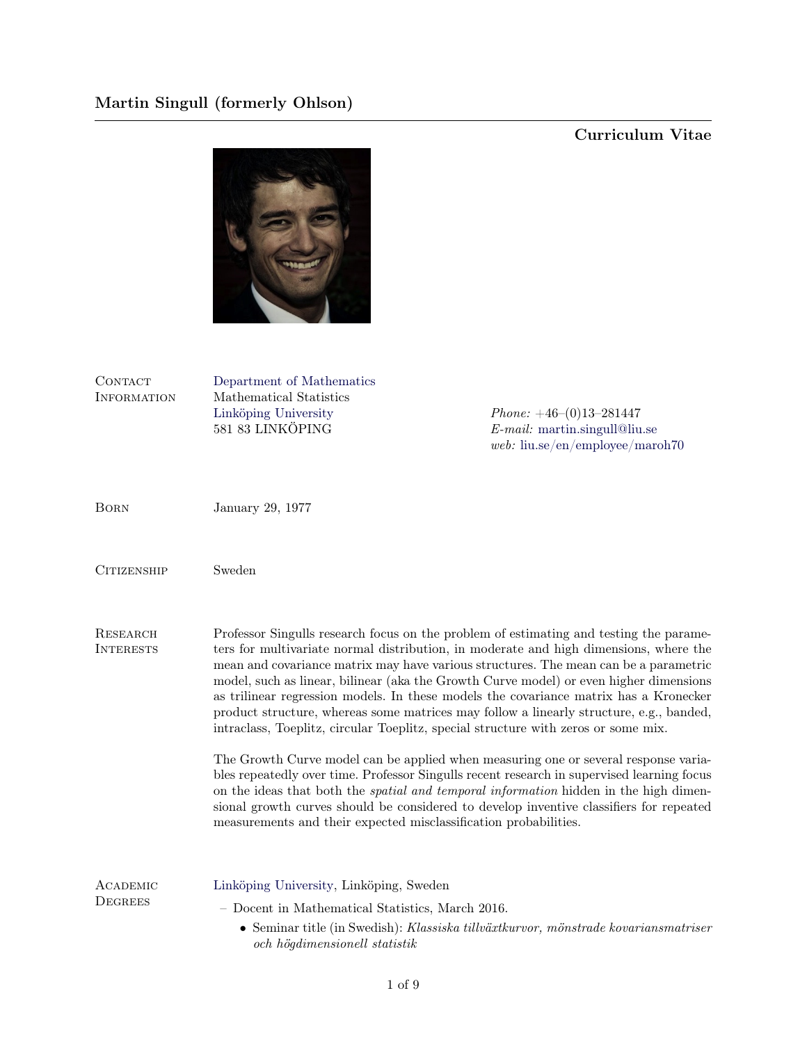# Martin Singull (formerly Ohlson)

**Curriculum Vitae**

**Contact Information**

Department of Mathematics
Mathematical Statistics
Linköping University
581 83 LINKÖPING

*Phone:* +46–(0)13–281447
*E-mail:* martin.singull@liu.se
*web:* liu.se/en/employee/maroh70

**Born**

January 29, 1977

**Citizenship**

Sweden

**Research Interests**

Professor Singulls research focus on the problem of estimating and testing the parameters for multivariate normal distribution, in moderate and high dimensions, where the mean and covariance matrix may have various structures. The mean can be a parametric model, such as linear, bilinear (aka the Growth Curve model) or even higher dimensions as trilinear regression models. In these models the covariance matrix has a Kronecker product structure, whereas some matrices may follow a linearly structure, e.g., banded, intraclass, Toeplitz, circular Toeplitz, special structure with zeros or some mix.

The Growth Curve model can be applied when measuring one or several response variables repeatedly over time. Professor Singulls recent research in supervised learning focus on the ideas that both the *spatial and temporal information* hidden in the high dimensional growth curves should be considered to develop inventive classifiers for repeated measurements and their expected misclassification probabilities.

**Academic Degrees**

Linköping University, Linköping, Sweden

– Docent in Mathematical Statistics, March 2016.
  - Seminar title (in Swedish): *Klassiska tillväxtkurvor, mönstrade kovariansmatriser och högdimensionell statistik*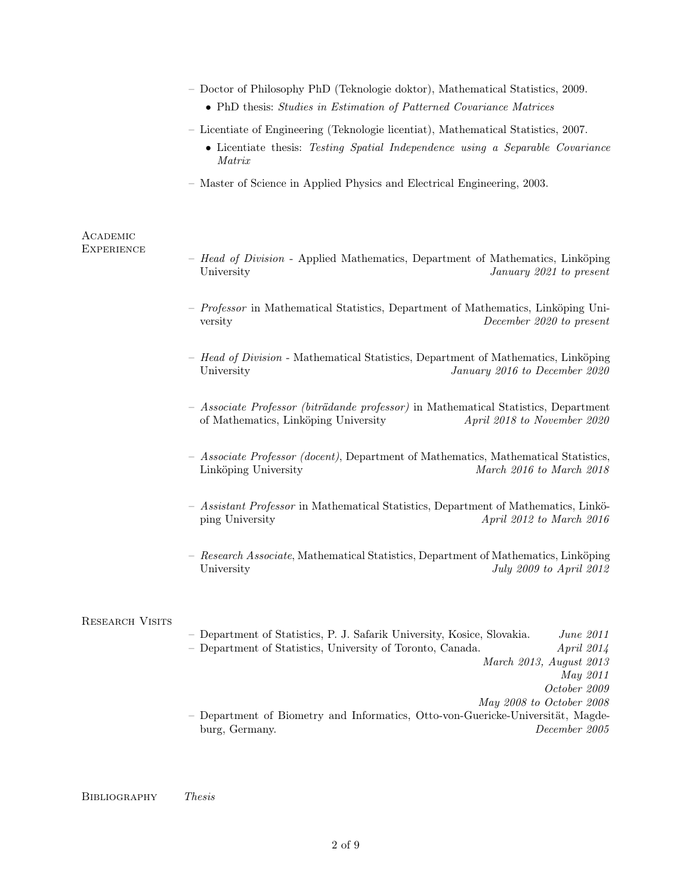- Doctor of Philosophy PhD (Teknologie doktor), Mathematical Statistics, 2009.
  - PhD thesis: *Studies in Estimation of Patterned Covariance Matrices*
- Licentiate of Engineering (Teknologie licentiat), Mathematical Statistics, 2007.
  - Licentiate thesis: *Testing Spatial Independence using a Separable Covariance Matrix*
- Master of Science in Applied Physics and Electrical Engineering, 2003.

## Academic Experience

- *Head of Division* - Applied Mathematics, Department of Mathematics, Linköping University *January 2021 to present*
- *Professor* in Mathematical Statistics, Department of Mathematics, Linköping University *December 2020 to present*
- *Head of Division* - Mathematical Statistics, Department of Mathematics, Linköping University *January 2016 to December 2020*
- *Associate Professor (biträdande professor)* in Mathematical Statistics, Department of Mathematics, Linköping University *April 2018 to November 2020*
- *Associate Professor (docent)*, Department of Mathematics, Mathematical Statistics, Linköping University *March 2016 to March 2018*
- *Assistant Professor* in Mathematical Statistics, Department of Mathematics, Linköping University *April 2012 to March 2016*
- *Research Associate*, Mathematical Statistics, Department of Mathematics, Linköping University *July 2009 to April 2012*

## Research Visits

- Department of Statistics, P. J. Safarik University, Kosice, Slovakia. *June 2011*
- Department of Statistics, University of Toronto, Canada. *April 2014*
  *March 2013, August 2013*
  *May 2011*
  *October 2009*
  *May 2008 to October 2008*
- Department of Biometry and Informatics, Otto-von-Guericke-Universität, Magdeburg, Germany. *December 2005*

## Bibliography

*Thesis*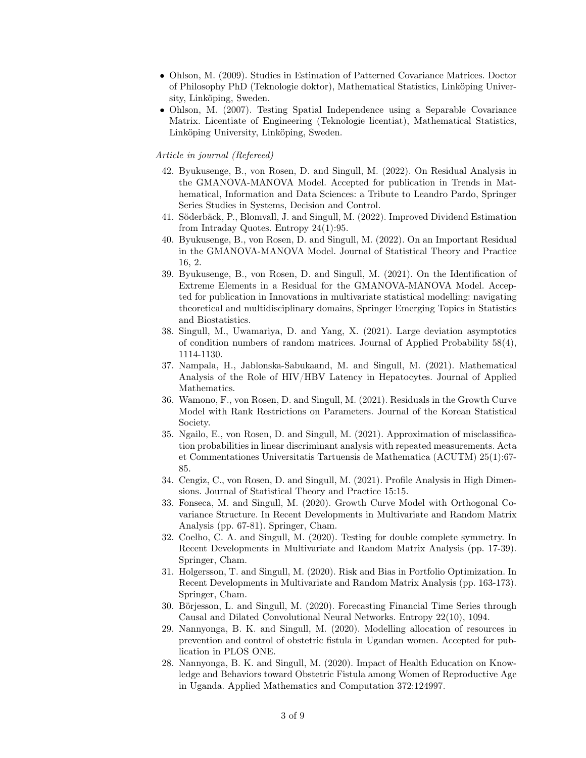- Ohlson, M. (2009). Studies in Estimation of Patterned Covariance Matrices. Doctor of Philosophy PhD (Teknologie doktor), Mathematical Statistics, Linköping University, Linköping, Sweden.
- Ohlson, M. (2007). Testing Spatial Independence using a Separable Covariance Matrix. Licentiate of Engineering (Teknologie licentiat), Mathematical Statistics, Linköping University, Linköping, Sweden.

*Article in journal (Refereed)*

42. Byukusenge, B., von Rosen, D. and Singull, M. (2022). On Residual Analysis in the GMANOVA-MANOVA Model. Accepted for publication in Trends in Mathematical, Information and Data Sciences: a Tribute to Leandro Pardo, Springer Series Studies in Systems, Decision and Control.
41. Söderbäck, P., Blomvall, J. and Singull, M. (2022). Improved Dividend Estimation from Intraday Quotes. Entropy 24(1):95.
40. Byukusenge, B., von Rosen, D. and Singull, M. (2022). On an Important Residual in the GMANOVA-MANOVA Model. Journal of Statistical Theory and Practice 16, 2.
39. Byukusenge, B., von Rosen, D. and Singull, M. (2021). On the Identification of Extreme Elements in a Residual for the GMANOVA-MANOVA Model. Accepted for publication in Innovations in multivariate statistical modelling: navigating theoretical and multidisciplinary domains, Springer Emerging Topics in Statistics and Biostatistics.
38. Singull, M., Uwamariya, D. and Yang, X. (2021). Large deviation asymptotics of condition numbers of random matrices. Journal of Applied Probability 58(4), 1114-1130.
37. Nampala, H., Jablonska-Sabukaand, M. and Singull, M. (2021). Mathematical Analysis of the Role of HIV/HBV Latency in Hepatocytes. Journal of Applied Mathematics.
36. Wamono, F., von Rosen, D. and Singull, M. (2021). Residuals in the Growth Curve Model with Rank Restrictions on Parameters. Journal of the Korean Statistical Society.
35. Ngailo, E., von Rosen, D. and Singull, M. (2021). Approximation of misclassification probabilities in linear discriminant analysis with repeated measurements. Acta et Commentationes Universitatis Tartuensis de Mathematica (ACUTM) 25(1):67-85.
34. Cengiz, C., von Rosen, D. and Singull, M. (2021). Profile Analysis in High Dimensions. Journal of Statistical Theory and Practice 15:15.
33. Fonseca, M. and Singull, M. (2020). Growth Curve Model with Orthogonal Covariance Structure. In Recent Developments in Multivariate and Random Matrix Analysis (pp. 67-81). Springer, Cham.
32. Coelho, C. A. and Singull, M. (2020). Testing for double complete symmetry. In Recent Developments in Multivariate and Random Matrix Analysis (pp. 17-39). Springer, Cham.
31. Holgersson, T. and Singull, M. (2020). Risk and Bias in Portfolio Optimization. In Recent Developments in Multivariate and Random Matrix Analysis (pp. 163-173). Springer, Cham.
30. Börjesson, L. and Singull, M. (2020). Forecasting Financial Time Series through Causal and Dilated Convolutional Neural Networks. Entropy 22(10), 1094.
29. Nannyonga, B. K. and Singull, M. (2020). Modelling allocation of resources in prevention and control of obstetric fistula in Ugandan women. Accepted for publication in PLOS ONE.
28. Nannyonga, B. K. and Singull, M. (2020). Impact of Health Education on Knowledge and Behaviors toward Obstetric Fistula among Women of Reproductive Age in Uganda. Applied Mathematics and Computation 372:124997.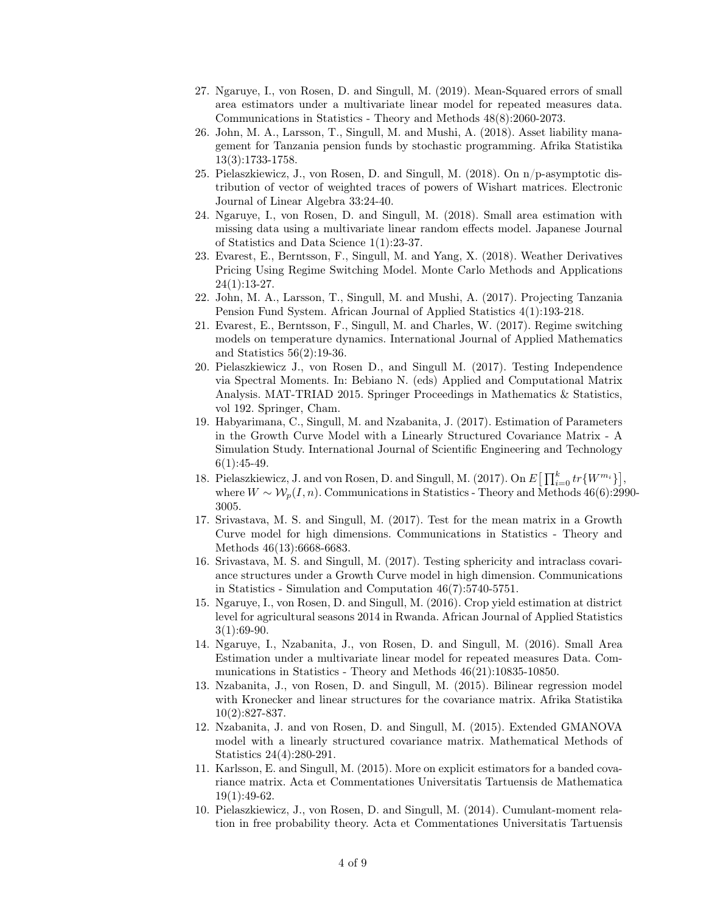27. Ngaruye, I., von Rosen, D. and Singull, M. (2019). Mean-Squared errors of small area estimators under a multivariate linear model for repeated measures data. Communications in Statistics - Theory and Methods 48(8):2060-2073.
26. John, M. A., Larsson, T., Singull, M. and Mushi, A. (2018). Asset liability management for Tanzania pension funds by stochastic programming. Afrika Statistika 13(3):1733-1758.
25. Pielaszkiewicz, J., von Rosen, D. and Singull, M. (2018). On n/p-asymptotic distribution of vector of weighted traces of powers of Wishart matrices. Electronic Journal of Linear Algebra 33:24-40.
24. Ngaruye, I., von Rosen, D. and Singull, M. (2018). Small area estimation with missing data using a multivariate linear random effects model. Japanese Journal of Statistics and Data Science 1(1):23-37.
23. Evarest, E., Berntsson, F., Singull, M. and Yang, X. (2018). Weather Derivatives Pricing Using Regime Switching Model. Monte Carlo Methods and Applications 24(1):13-27.
22. John, M. A., Larsson, T., Singull, M. and Mushi, A. (2017). Projecting Tanzania Pension Fund System. African Journal of Applied Statistics 4(1):193-218.
21. Evarest, E., Berntsson, F., Singull, M. and Charles, W. (2017). Regime switching models on temperature dynamics. International Journal of Applied Mathematics and Statistics 56(2):19-36.
20. Pielaszkiewicz J., von Rosen D., and Singull M. (2017). Testing Independence via Spectral Moments. In: Bebiano N. (eds) Applied and Computational Matrix Analysis. MAT-TRIAD 2015. Springer Proceedings in Mathematics & Statistics, vol 192. Springer, Cham.
19. Habyarimana, C., Singull, M. and Nzabanita, J. (2017). Estimation of Parameters in the Growth Curve Model with a Linearly Structured Covariance Matrix - A Simulation Study. International Journal of Scientific Engineering and Technology 6(1):45-49.
18. Pielaszkiewicz, J. and von Rosen, D. and Singull, M. (2017). On $E\big[\prod_{i=0}^{k} tr\{W^{m_i}\}\big]$, where $W \sim \mathcal{W}_p(I,n)$. Communications in Statistics - Theory and Methods 46(6):2990-3005.
17. Srivastava, M. S. and Singull, M. (2017). Test for the mean matrix in a Growth Curve model for high dimensions. Communications in Statistics - Theory and Methods 46(13):6668-6683.
16. Srivastava, M. S. and Singull, M. (2017). Testing sphericity and intraclass covariance structures under a Growth Curve model in high dimension. Communications in Statistics - Simulation and Computation 46(7):5740-5751.
15. Ngaruye, I., von Rosen, D. and Singull, M. (2016). Crop yield estimation at district level for agricultural seasons 2014 in Rwanda. African Journal of Applied Statistics 3(1):69-90.
14. Ngaruye, I., Nzabanita, J., von Rosen, D. and Singull, M. (2016). Small Area Estimation under a multivariate linear model for repeated measures Data. Communications in Statistics - Theory and Methods 46(21):10835-10850.
13. Nzabanita, J., von Rosen, D. and Singull, M. (2015). Bilinear regression model with Kronecker and linear structures for the covariance matrix. Afrika Statistika 10(2):827-837.
12. Nzabanita, J. and von Rosen, D. and Singull, M. (2015). Extended GMANOVA model with a linearly structured covariance matrix. Mathematical Methods of Statistics 24(4):280-291.
11. Karlsson, E. and Singull, M. (2015). More on explicit estimators for a banded covariance matrix. Acta et Commentationes Universitatis Tartuensis de Mathematica 19(1):49-62.
10. Pielaszkiewicz, J., von Rosen, D. and Singull, M. (2014). Cumulant-moment relation in free probability theory. Acta et Commentationes Universitatis Tartuensis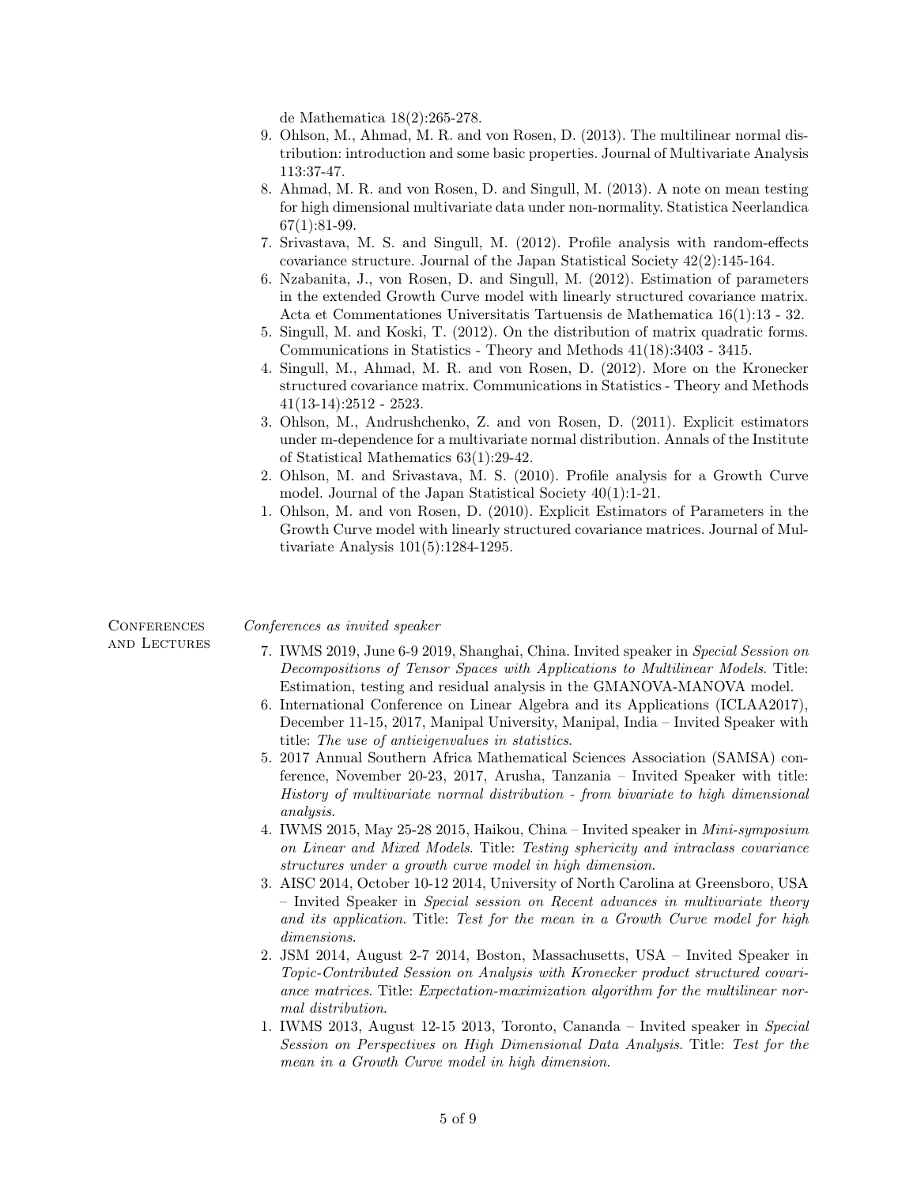de Mathematica 18(2):265-278.

9. Ohlson, M., Ahmad, M. R. and von Rosen, D. (2013). The multilinear normal distribution: introduction and some basic properties. Journal of Multivariate Analysis 113:37-47.
8. Ahmad, M. R. and von Rosen, D. and Singull, M. (2013). A note on mean testing for high dimensional multivariate data under non-normality. Statistica Neerlandica 67(1):81-99.
7. Srivastava, M. S. and Singull, M. (2012). Profile analysis with random-effects covariance structure. Journal of the Japan Statistical Society 42(2):145-164.
6. Nzabanita, J., von Rosen, D. and Singull, M. (2012). Estimation of parameters in the extended Growth Curve model with linearly structured covariance matrix. Acta et Commentationes Universitatis Tartuensis de Mathematica 16(1):13 - 32.
5. Singull, M. and Koski, T. (2012). On the distribution of matrix quadratic forms. Communications in Statistics - Theory and Methods 41(18):3403 - 3415.
4. Singull, M., Ahmad, M. R. and von Rosen, D. (2012). More on the Kronecker structured covariance matrix. Communications in Statistics - Theory and Methods 41(13-14):2512 - 2523.
3. Ohlson, M., Andrushchenko, Z. and von Rosen, D. (2011). Explicit estimators under m-dependence for a multivariate normal distribution. Annals of the Institute of Statistical Mathematics 63(1):29-42.
2. Ohlson, M. and Srivastava, M. S. (2010). Profile analysis for a Growth Curve model. Journal of the Japan Statistical Society 40(1):1-21.
1. Ohlson, M. and von Rosen, D. (2010). Explicit Estimators of Parameters in the Growth Curve model with linearly structured covariance matrices. Journal of Multivariate Analysis 101(5):1284-1295.

## Conferences and Lectures

*Conferences as invited speaker*

7. IWMS 2019, June 6-9 2019, Shanghai, China. Invited speaker in *Special Session on Decompositions of Tensor Spaces with Applications to Multilinear Models*. Title: Estimation, testing and residual analysis in the GMANOVA-MANOVA model.
6. International Conference on Linear Algebra and its Applications (ICLAA2017), December 11-15, 2017, Manipal University, Manipal, India – Invited Speaker with title: *The use of antieigenvalues in statistics*.
5. 2017 Annual Southern Africa Mathematical Sciences Association (SAMSA) conference, November 20-23, 2017, Arusha, Tanzania – Invited Speaker with title: *History of multivariate normal distribution - from bivariate to high dimensional analysis*.
4. IWMS 2015, May 25-28 2015, Haikou, China – Invited speaker in *Mini-symposium on Linear and Mixed Models*. Title: *Testing sphericity and intraclass covariance structures under a growth curve model in high dimension*.
3. AISC 2014, October 10-12 2014, University of North Carolina at Greensboro, USA – Invited Speaker in *Special session on Recent advances in multivariate theory and its application*. Title: *Test for the mean in a Growth Curve model for high dimensions*.
2. JSM 2014, August 2-7 2014, Boston, Massachusetts, USA – Invited Speaker in *Topic-Contributed Session on Analysis with Kronecker product structured covariance matrices*. Title: *Expectation-maximization algorithm for the multilinear normal distribution*.
1. IWMS 2013, August 12-15 2013, Toronto, Cananda – Invited speaker in *Special Session on Perspectives on High Dimensional Data Analysis*. Title: *Test for the mean in a Growth Curve model in high dimension*.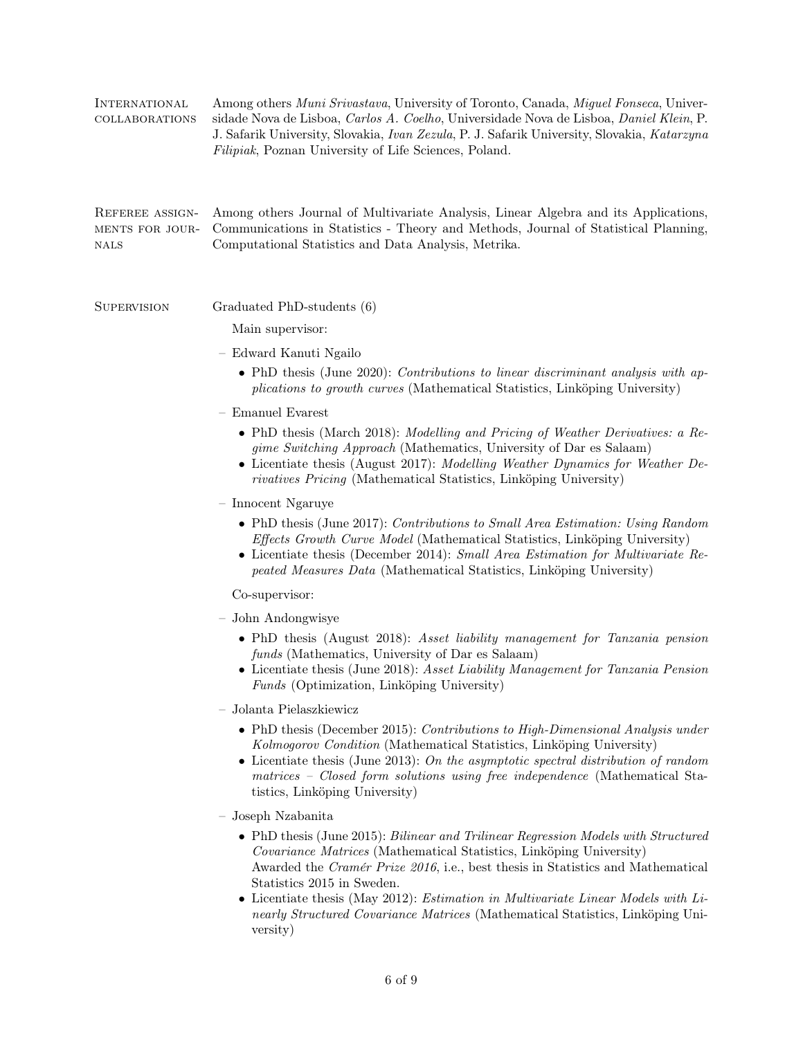**International collaborations**

Among others *Muni Srivastava*, University of Toronto, Canada, *Miguel Fonseca*, Universidade Nova de Lisboa, *Carlos A. Coelho*, Universidade Nova de Lisboa, *Daniel Klein*, P. J. Safarik University, Slovakia, *Ivan Zezula*, P. J. Safarik University, Slovakia, *Katarzyna Filipiak*, Poznan University of Life Sciences, Poland.

**Referee assignments for journals**

Among others Journal of Multivariate Analysis, Linear Algebra and its Applications, Communications in Statistics - Theory and Methods, Journal of Statistical Planning, Computational Statistics and Data Analysis, Metrika.

**Supervision**

Graduated PhD-students (6)

Main supervisor:

- Edward Kanuti Ngailo
  - PhD thesis (June 2020): *Contributions to linear discriminant analysis with applications to growth curves* (Mathematical Statistics, Linköping University)
- Emanuel Evarest
  - PhD thesis (March 2018): *Modelling and Pricing of Weather Derivatives: a Regime Switching Approach* (Mathematics, University of Dar es Salaam)
  - Licentiate thesis (August 2017): *Modelling Weather Dynamics for Weather Derivatives Pricing* (Mathematical Statistics, Linköping University)
- Innocent Ngaruye
  - PhD thesis (June 2017): *Contributions to Small Area Estimation: Using Random Effects Growth Curve Model* (Mathematical Statistics, Linköping University)
  - Licentiate thesis (December 2014): *Small Area Estimation for Multivariate Repeated Measures Data* (Mathematical Statistics, Linköping University)

Co-supervisor:

- John Andongwisye
  - PhD thesis (August 2018): *Asset liability management for Tanzania pension funds* (Mathematics, University of Dar es Salaam)
  - Licentiate thesis (June 2018): *Asset Liability Management for Tanzania Pension Funds* (Optimization, Linköping University)
- Jolanta Pielaszkiewicz
  - PhD thesis (December 2015): *Contributions to High-Dimensional Analysis under Kolmogorov Condition* (Mathematical Statistics, Linköping University)
  - Licentiate thesis (June 2013): *On the asymptotic spectral distribution of random matrices – Closed form solutions using free independence* (Mathematical Statistics, Linköping University)
- Joseph Nzabanita
  - PhD thesis (June 2015): *Bilinear and Trilinear Regression Models with Structured Covariance Matrices* (Mathematical Statistics, Linköping University)
    Awarded the *Cramér Prize 2016*, i.e., best thesis in Statistics and Mathematical Statistics 2015 in Sweden.
  - Licentiate thesis (May 2012): *Estimation in Multivariate Linear Models with Linearly Structured Covariance Matrices* (Mathematical Statistics, Linköping University)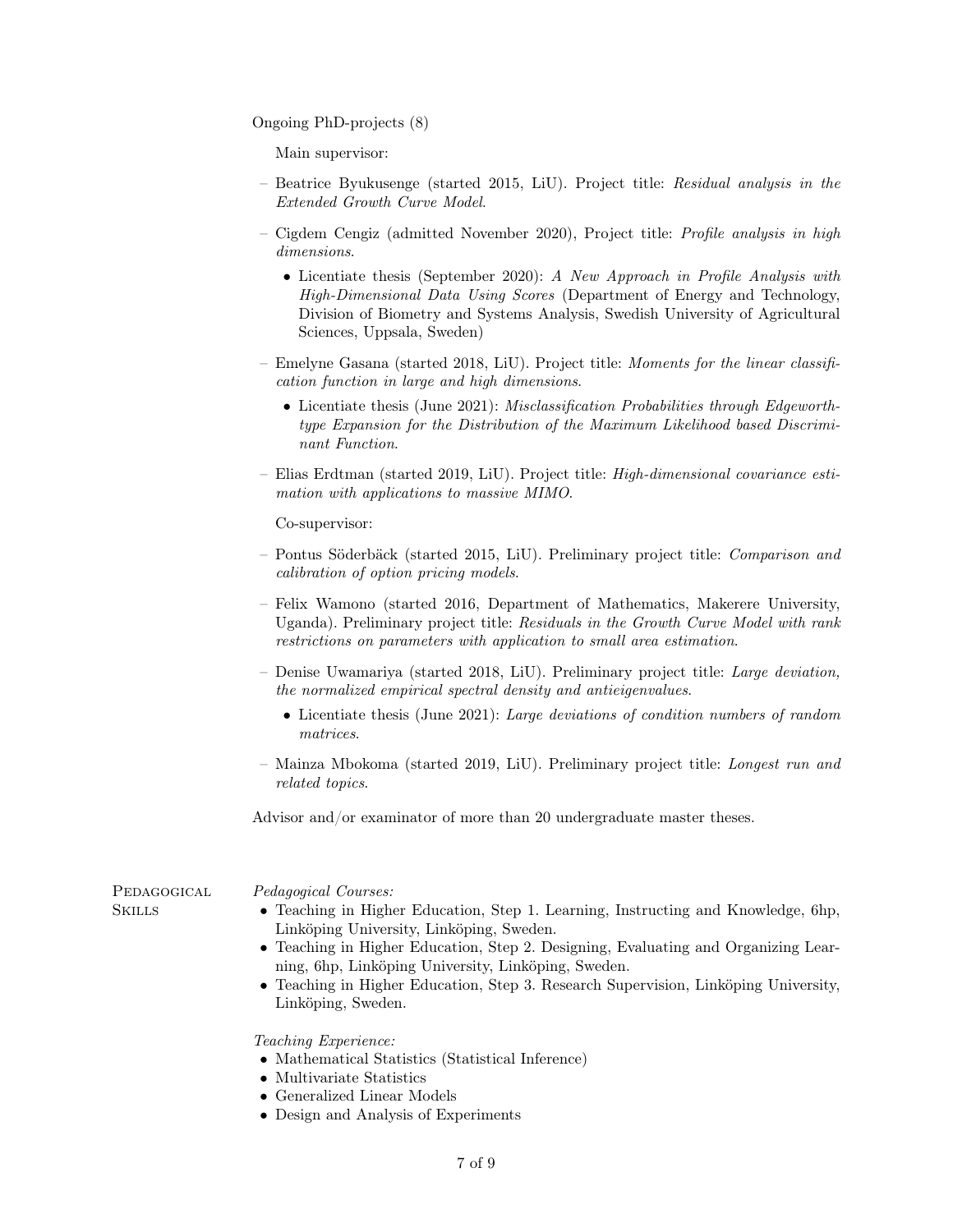Ongoing PhD-projects (8)

Main supervisor:

- Beatrice Byukusenge (started 2015, LiU). Project title: *Residual analysis in the Extended Growth Curve Model*.
- Cigdem Cengiz (admitted November 2020), Project title: *Profile analysis in high dimensions*.
  - Licentiate thesis (September 2020): *A New Approach in Profile Analysis with High-Dimensional Data Using Scores* (Department of Energy and Technology, Division of Biometry and Systems Analysis, Swedish University of Agricultural Sciences, Uppsala, Sweden)
- Emelyne Gasana (started 2018, LiU). Project title: *Moments for the linear classification function in large and high dimensions*.
  - Licentiate thesis (June 2021): *Misclassification Probabilities through Edgeworth-type Expansion for the Distribution of the Maximum Likelihood based Discriminant Function*.
- Elias Erdtman (started 2019, LiU). Project title: *High-dimensional covariance estimation with applications to massive MIMO*.

Co-supervisor:

- Pontus Söderbäck (started 2015, LiU). Preliminary project title: *Comparison and calibration of option pricing models*.
- Felix Wamono (started 2016, Department of Mathematics, Makerere University, Uganda). Preliminary project title: *Residuals in the Growth Curve Model with rank restrictions on parameters with application to small area estimation*.
- Denise Uwamariya (started 2018, LiU). Preliminary project title: *Large deviation, the normalized empirical spectral density and antieigenvalues*.
  - Licentiate thesis (June 2021): *Large deviations of condition numbers of random matrices*.
- Mainza Mbokoma (started 2019, LiU). Preliminary project title: *Longest run and related topics*.

Advisor and/or examinator of more than 20 undergraduate master theses.

## Pedagogical Skills

*Pedagogical Courses:*

- Teaching in Higher Education, Step 1. Learning, Instructing and Knowledge, 6hp, Linköping University, Linköping, Sweden.
- Teaching in Higher Education, Step 2. Designing, Evaluating and Organizing Learning, 6hp, Linköping University, Linköping, Sweden.
- Teaching in Higher Education, Step 3. Research Supervision, Linköping University, Linköping, Sweden.

*Teaching Experience:*

- Mathematical Statistics (Statistical Inference)
- Multivariate Statistics
- Generalized Linear Models
- Design and Analysis of Experiments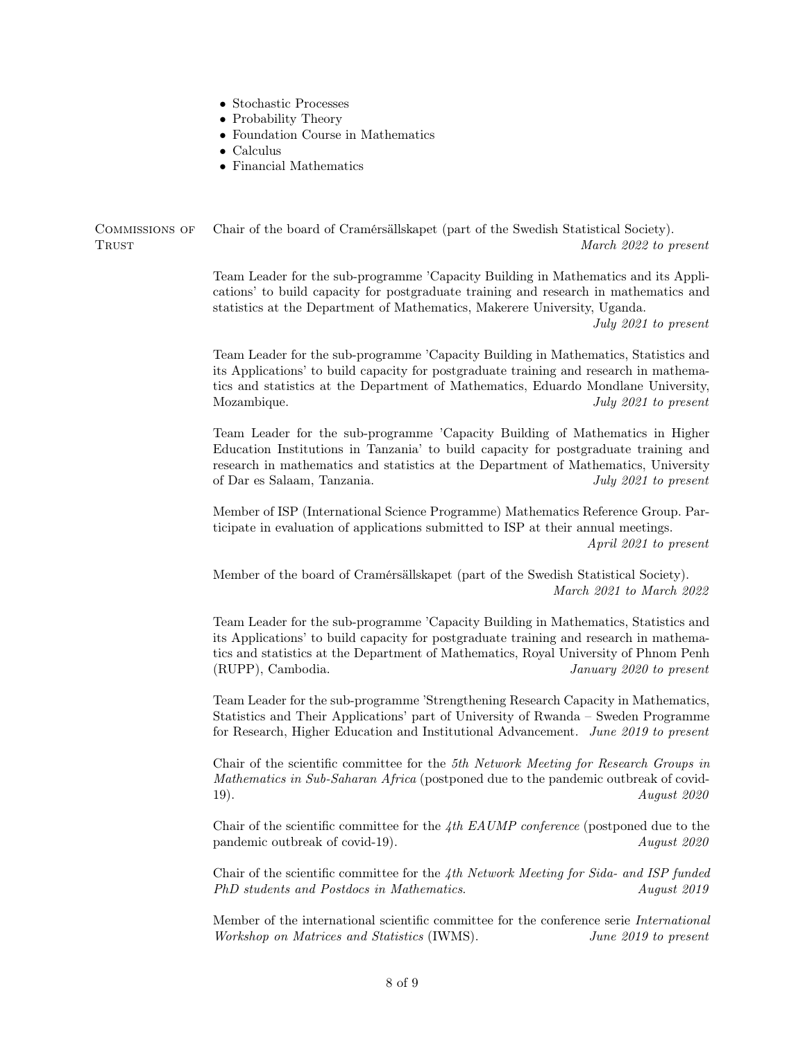- Stochastic Processes
- Probability Theory
- Foundation Course in Mathematics
- Calculus
- Financial Mathematics

## Commissions of Trust

Chair of the board of Cramérsällskapet (part of the Swedish Statistical Society).
*March 2022 to present*

Team Leader for the sub-programme 'Capacity Building in Mathematics and its Applications' to build capacity for postgraduate training and research in mathematics and statistics at the Department of Mathematics, Makerere University, Uganda.
*July 2021 to present*

Team Leader for the sub-programme 'Capacity Building in Mathematics, Statistics and its Applications' to build capacity for postgraduate training and research in mathematics and statistics at the Department of Mathematics, Eduardo Mondlane University, Mozambique. *July 2021 to present*

Team Leader for the sub-programme 'Capacity Building of Mathematics in Higher Education Institutions in Tanzania' to build capacity for postgraduate training and research in mathematics and statistics at the Department of Mathematics, University of Dar es Salaam, Tanzania. *July 2021 to present*

Member of ISP (International Science Programme) Mathematics Reference Group. Participate in evaluation of applications submitted to ISP at their annual meetings.
*April 2021 to present*

Member of the board of Cramérsällskapet (part of the Swedish Statistical Society).
*March 2021 to March 2022*

Team Leader for the sub-programme 'Capacity Building in Mathematics, Statistics and its Applications' to build capacity for postgraduate training and research in mathematics and statistics at the Department of Mathematics, Royal University of Phnom Penh (RUPP), Cambodia. *January 2020 to present*

Team Leader for the sub-programme 'Strengthening Research Capacity in Mathematics, Statistics and Their Applications' part of University of Rwanda – Sweden Programme for Research, Higher Education and Institutional Advancement. *June 2019 to present*

Chair of the scientific committee for the *5th Network Meeting for Research Groups in Mathematics in Sub-Saharan Africa* (postponed due to the pandemic outbreak of covid-19). *August 2020*

Chair of the scientific committee for the *4th EAUMP conference* (postponed due to the pandemic outbreak of covid-19). *August 2020*

Chair of the scientific committee for the *4th Network Meeting for Sida- and ISP funded PhD students and Postdocs in Mathematics*. *August 2019*

Member of the international scientific committee for the conference serie *International Workshop on Matrices and Statistics* (IWMS). *June 2019 to present*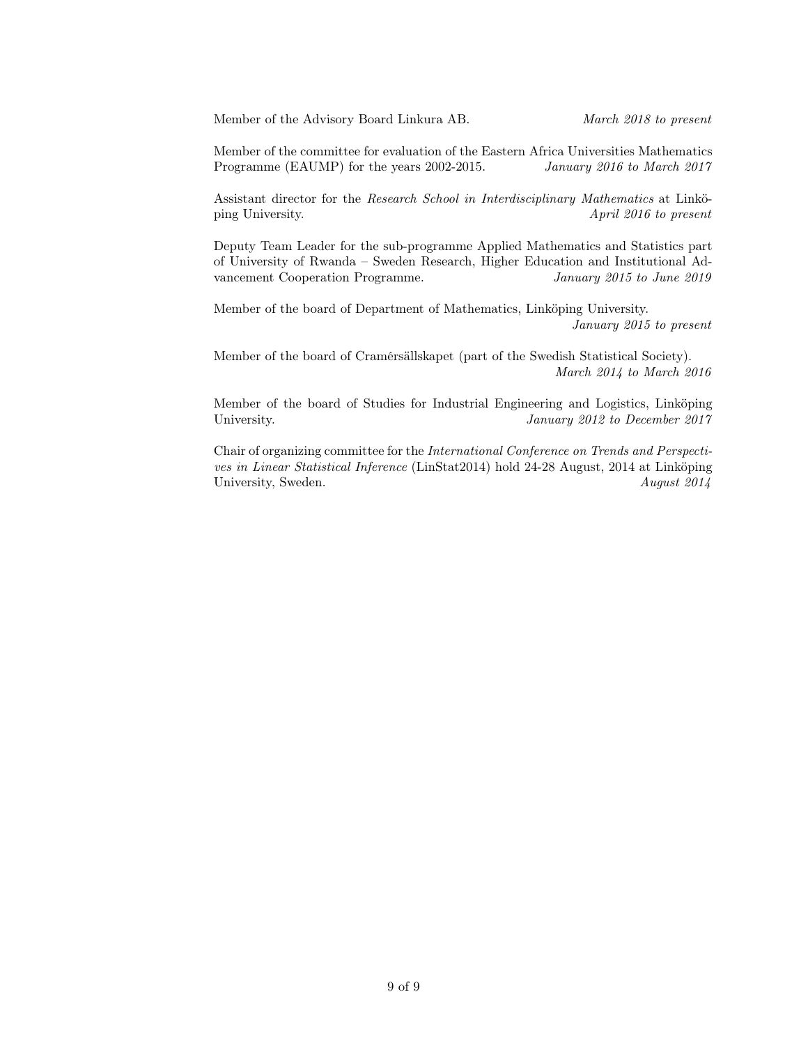Member of the Advisory Board Linkura AB. *March 2018 to present*

Member of the committee for evaluation of the Eastern Africa Universities Mathematics Programme (EAUMP) for the years 2002-2015. *January 2016 to March 2017*

Assistant director for the *Research School in Interdisciplinary Mathematics* at Linköping University. *April 2016 to present*

Deputy Team Leader for the sub-programme Applied Mathematics and Statistics part of University of Rwanda – Sweden Research, Higher Education and Institutional Advancement Cooperation Programme. *January 2015 to June 2019*

Member of the board of Department of Mathematics, Linköping University. *January 2015 to present*

Member of the board of Cramérsällskapet (part of the Swedish Statistical Society). *March 2014 to March 2016*

Member of the board of Studies for Industrial Engineering and Logistics, Linköping University. *January 2012 to December 2017*

Chair of organizing committee for the *International Conference on Trends and Perspectives in Linear Statistical Inference* (LinStat2014) hold 24-28 August, 2014 at Linköping University, Sweden. *August 2014*